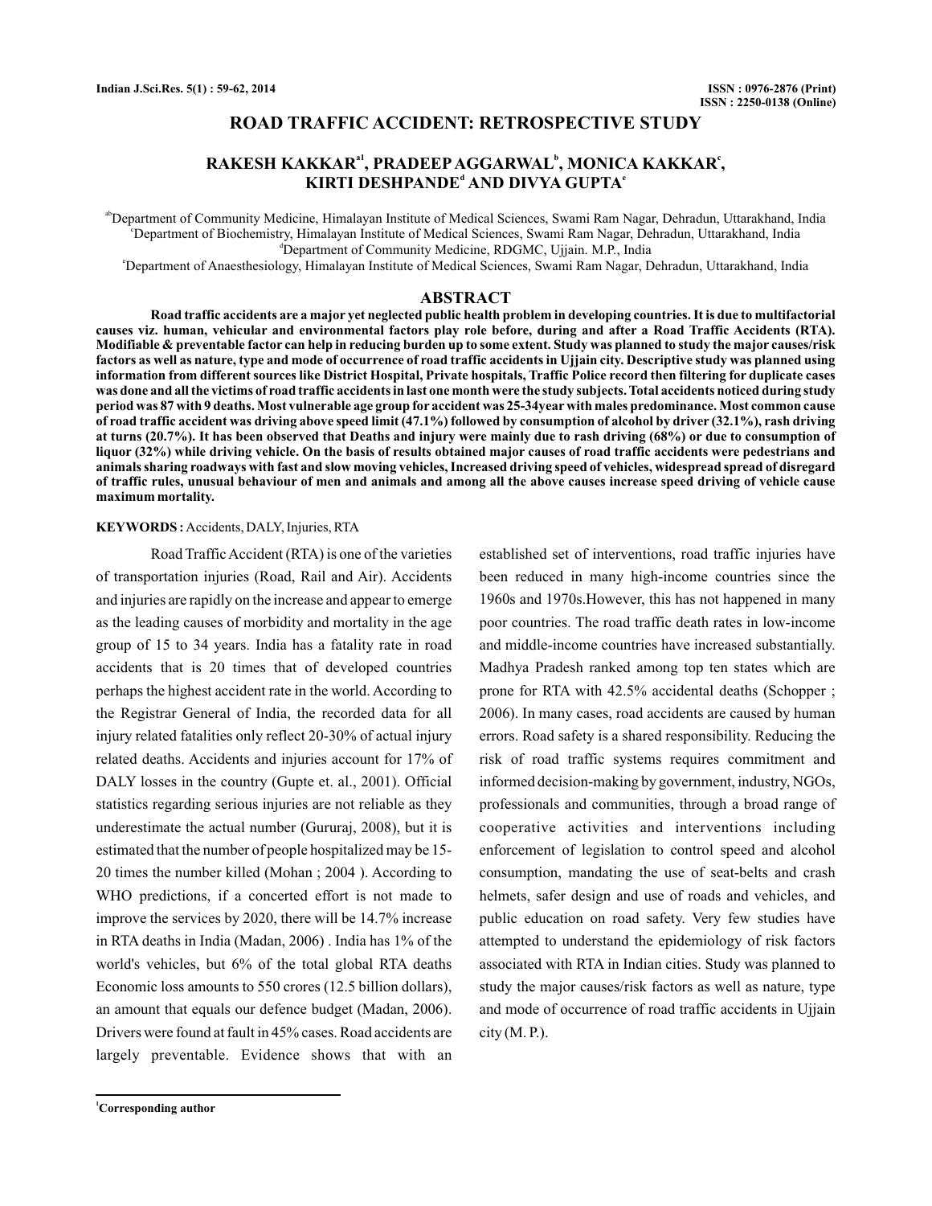# ROAD TRAFFIC ACCIDENT: RETROSPECTIVE STUDY

**RAKESH KAKKAR[a1], PRADEEP AGGARWAL[b], MONICA KAKKAR[c], KIRTI DESHPANDE[d] AND DIVYA GUPTA[e]**

[ab]Department of Community Medicine, Himalayan Institute of Medical Sciences, Swami Ram Nagar, Dehradun, Uttarakhand, India
[c]Department of Biochemistry, Himalayan Institute of Medical Sciences, Swami Ram Nagar, Dehradun, Uttarakhand, India
[d]Department of Community Medicine, RDGMC, Ujjain. M.P., India
[e]Department of Anaesthesiology, Himalayan Institute of Medical Sciences, Swami Ram Nagar, Dehradun, Uttarakhand, India

## ABSTRACT

**Road traffic accidents are a major yet neglected public health problem in developing countries. It is due to multifactorial causes viz. human, vehicular and environmental factors play role before, during and after a Road Traffic Accidents (RTA). Modifiable & preventable factor can help in reducing burden up to some extent. Study was planned to study the major causes/risk factors as well as nature, type and mode of occurrence of road traffic accidents in Ujjain city. Descriptive study was planned using information from different sources like District Hospital, Private hospitals, Traffic Police record then filtering for duplicate cases was done and all the victims of road traffic accidents in last one month were the study subjects. Total accidents noticed during study period was 87 with 9 deaths. Most vulnerable age group for accident was 25-34year with males predominance. Most common cause of road traffic accident was driving above speed limit (47.1%) followed by consumption of alcohol by driver (32.1%), rash driving at turns (20.7%). It has been observed that Deaths and injury were mainly due to rash driving (68%) or due to consumption of liquor (32%) while driving vehicle. On the basis of results obtained major causes of road traffic accidents were pedestrians and animals sharing roadways with fast and slow moving vehicles, Increased driving speed of vehicles, widespread spread of disregard of traffic rules, unusual behaviour of men and animals and among all the above causes increase speed driving of vehicle cause maximum mortality.**

**KEYWORDS :** Accidents, DALY, Injuries, RTA

Road Traffic Accident (RTA) is one of the varieties of transportation injuries (Road, Rail and Air). Accidents and injuries are rapidly on the increase and appear to emerge as the leading causes of morbidity and mortality in the age group of 15 to 34 years. India has a fatality rate in road accidents that is 20 times that of developed countries perhaps the highest accident rate in the world. According to the Registrar General of India, the recorded data for all injury related fatalities only reflect 20-30% of actual injury related deaths. Accidents and injuries account for 17% of DALY losses in the country (Gupte et. al., 2001). Official statistics regarding serious injuries are not reliable as they underestimate the actual number (Gururaj, 2008), but it is estimated that the number of people hospitalized may be 15-20 times the number killed (Mohan ; 2004 ). According to WHO predictions, if a concerted effort is not made to improve the services by 2020, there will be 14.7% increase in RTA deaths in India (Madan, 2006) . India has 1% of the world's vehicles, but 6% of the total global RTA deaths Economic loss amounts to 550 crores (12.5 billion dollars), an amount that equals our defence budget (Madan, 2006). Drivers were found at fault in 45% cases. Road accidents are largely preventable. Evidence shows that with an established set of interventions, road traffic injuries have been reduced in many high-income countries since the 1960s and 1970s.However, this has not happened in many poor countries. The road traffic death rates in low-income and middle-income countries have increased substantially. Madhya Pradesh ranked among top ten states which are prone for RTA with 42.5% accidental deaths (Schopper ; 2006). In many cases, road accidents are caused by human errors. Road safety is a shared responsibility. Reducing the risk of road traffic systems requires commitment and informed decision-making by government, industry, NGOs, professionals and communities, through a broad range of cooperative activities and interventions including enforcement of legislation to control speed and alcohol consumption, mandating the use of seat-belts and crash helmets, safer design and use of roads and vehicles, and public education on road safety. Very few studies have attempted to understand the epidemiology of risk factors associated with RTA in Indian cities. Study was planned to study the major causes/risk factors as well as nature, type and mode of occurrence of road traffic accidents in Ujjain city (M. P.).

[1]**Corresponding author**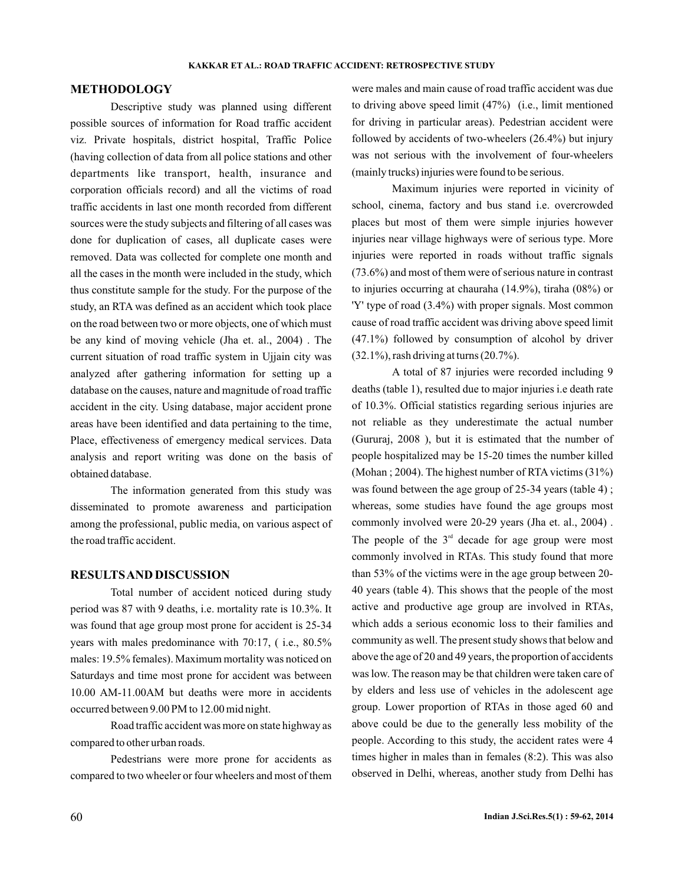## METHODOLOGY

Descriptive study was planned using different possible sources of information for Road traffic accident viz. Private hospitals, district hospital, Traffic Police (having collection of data from all police stations and other departments like transport, health, insurance and corporation officials record) and all the victims of road traffic accidents in last one month recorded from different sources were the study subjects and filtering of all cases was done for duplication of cases, all duplicate cases were removed. Data was collected for complete one month and all the cases in the month were included in the study, which thus constitute sample for the study. For the purpose of the study, an RTA was defined as an accident which took place on the road between two or more objects, one of which must be any kind of moving vehicle (Jha et. al., 2004) . The current situation of road traffic system in Ujjain city was analyzed after gathering information for setting up a database on the causes, nature and magnitude of road traffic accident in the city. Using database, major accident prone areas have been identified and data pertaining to the time, Place, effectiveness of emergency medical services. Data analysis and report writing was done on the basis of obtained database.

The information generated from this study was disseminated to promote awareness and participation among the professional, public media, on various aspect of the road traffic accident.

## RESULTS AND DISCUSSION

Total number of accident noticed during study period was 87 with 9 deaths, i.e. mortality rate is 10.3%. It was found that age group most prone for accident is 25-34 years with males predominance with 70:17, ( i.e., 80.5% males: 19.5% females). Maximum mortality was noticed on Saturdays and time most prone for accident was between 10.00 AM-11.00AM but deaths were more in accidents occurred between 9.00 PM to 12.00 mid night.

Road traffic accident was more on state highway as compared to other urban roads.

Pedestrians were more prone for accidents as compared to two wheeler or four wheelers and most of them were males and main cause of road traffic accident was due to driving above speed limit (47%) (i.e., limit mentioned for driving in particular areas). Pedestrian accident were followed by accidents of two-wheelers (26.4%) but injury was not serious with the involvement of four-wheelers (mainly trucks) injuries were found to be serious.

Maximum injuries were reported in vicinity of school, cinema, factory and bus stand i.e. overcrowded places but most of them were simple injuries however injuries near village highways were of serious type. More injuries were reported in roads without traffic signals (73.6%) and most of them were of serious nature in contrast to injuries occurring at chauraha (14.9%), tiraha (08%) or 'Y' type of road (3.4%) with proper signals. Most common cause of road traffic accident was driving above speed limit (47.1%) followed by consumption of alcohol by driver (32.1%), rash driving at turns (20.7%).

A total of 87 injuries were recorded including 9 deaths (table 1), resulted due to major injuries i.e death rate of 10.3%. Official statistics regarding serious injuries are not reliable as they underestimate the actual number (Gururaj, 2008 ), but it is estimated that the number of people hospitalized may be 15-20 times the number killed (Mohan ; 2004). The highest number of RTA victims (31%) was found between the age group of 25-34 years (table 4) ; whereas, some studies have found the age groups most commonly involved were 20-29 years (Jha et. al., 2004) . The people of the 3rd decade for age group were most commonly involved in RTAs. This study found that more than 53% of the victims were in the age group between 20-40 years (table 4). This shows that the people of the most active and productive age group are involved in RTAs, which adds a serious economic loss to their families and community as well. The present study shows that below and above the age of 20 and 49 years, the proportion of accidents was low. The reason may be that children were taken care of by elders and less use of vehicles in the adolescent age group. Lower proportion of RTAs in those aged 60 and above could be due to the generally less mobility of the people. According to this study, the accident rates were 4 times higher in males than in females (8:2). This was also observed in Delhi, whereas, another study from Delhi has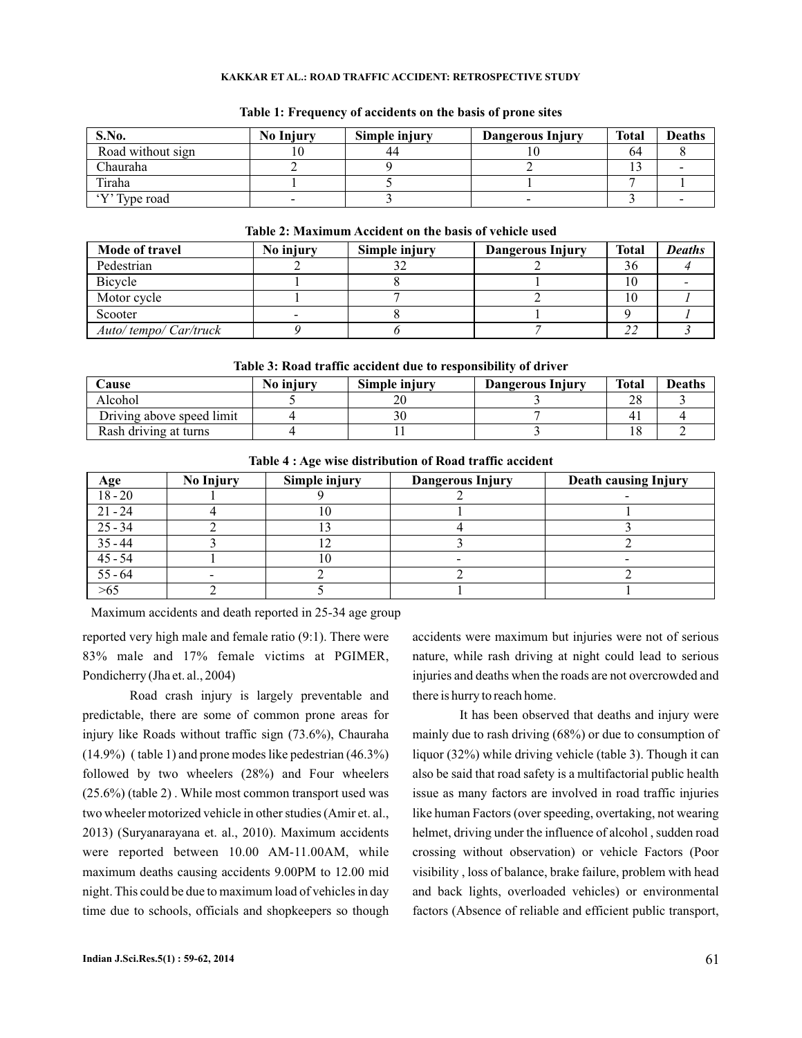**Table 1: Frequency of accidents on the basis of prone sites**

| S.No. | No Injury | Simple injury | Dangerous Injury | Total | Deaths |
|---|---|---|---|---|---|
| Road without sign | 10 | 44 | 10 | 64 | 8 |
| Chauraha | 2 | 9 | 2 | 13 | - |
| Tiraha | 1 | 5 | 1 | 7 | 1 |
| 'Y' Type road | - | 3 | - | 3 | - |

**Table 2: Maximum Accident on the basis of vehicle used**

| Mode of travel | No injury | Simple injury | Dangerous Injury | Total | *Deaths* |
|---|---|---|---|---|---|
| Pedestrian | 2 | 32 | 2 | 36 | *4* |
| Bicycle | 1 | 8 | 1 | 10 | - |
| Motor cycle | 1 | 7 | 2 | 10 | *1* |
| Scooter | - | 8 | 1 | 9 | *1* |
| *Auto/ tempo/ Car/truck* | *9* | *6* | *7* | *22* | *3* |

**Table 3: Road traffic accident due to responsibility of driver**

| Cause | No injury | Simple injury | Dangerous Injury | Total | Deaths |
|---|---|---|---|---|---|
| Alcohol | 5 | 20 | 3 | 28 | 3 |
| Driving above speed limit | 4 | 30 | 7 | 41 | 4 |
| Rash driving at turns | 4 | 11 | 3 | 18 | 2 |

**Table 4 : Age wise distribution of Road traffic accident**

| Age | No Injury | Simple injury | Dangerous Injury | Death causing Injury |
|---|---|---|---|---|
| 18 - 20 | 1 | 9 | 2 | - |
| 21 - 24 | 4 | 10 | 1 | 1 |
| 25 - 34 | 2 | 13 | 4 | 3 |
| 35 - 44 | 3 | 12 | 3 | 2 |
| 45 - 54 | 1 | 10 | - | - |
| 55 - 64 | - | 2 | 2 | 2 |
| >65 | 2 | 5 | 1 | 1 |

Maximum accidents and death reported in 25-34 age group

reported very high male and female ratio (9:1). There were 83% male and 17% female victims at PGIMER, Pondicherry (Jha et. al., 2004)

Road crash injury is largely preventable and predictable, there are some of common prone areas for injury like Roads without traffic sign (73.6%), Chauraha (14.9%) ( table 1) and prone modes like pedestrian (46.3%) followed by two wheelers (28%) and Four wheelers (25.6%) (table 2) . While most common transport used was two wheeler motorized vehicle in other studies (Amir et. al., 2013) (Suryanarayana et. al., 2010). Maximum accidents were reported between 10.00 AM-11.00AM, while maximum deaths causing accidents 9.00PM to 12.00 mid night. This could be due to maximum load of vehicles in day time due to schools, officials and shopkeepers so though accidents were maximum but injuries were not of serious nature, while rash driving at night could lead to serious injuries and deaths when the roads are not overcrowded and there is hurry to reach home.

It has been observed that deaths and injury were mainly due to rash driving (68%) or due to consumption of liquor (32%) while driving vehicle (table 3). Though it can also be said that road safety is a multifactorial public health issue as many factors are involved in road traffic injuries like human Factors (over speeding, overtaking, not wearing helmet, driving under the influence of alcohol , sudden road crossing without observation) or vehicle Factors (Poor visibility , loss of balance, brake failure, problem with head and back lights, overloaded vehicles) or environmental factors (Absence of reliable and efficient public transport,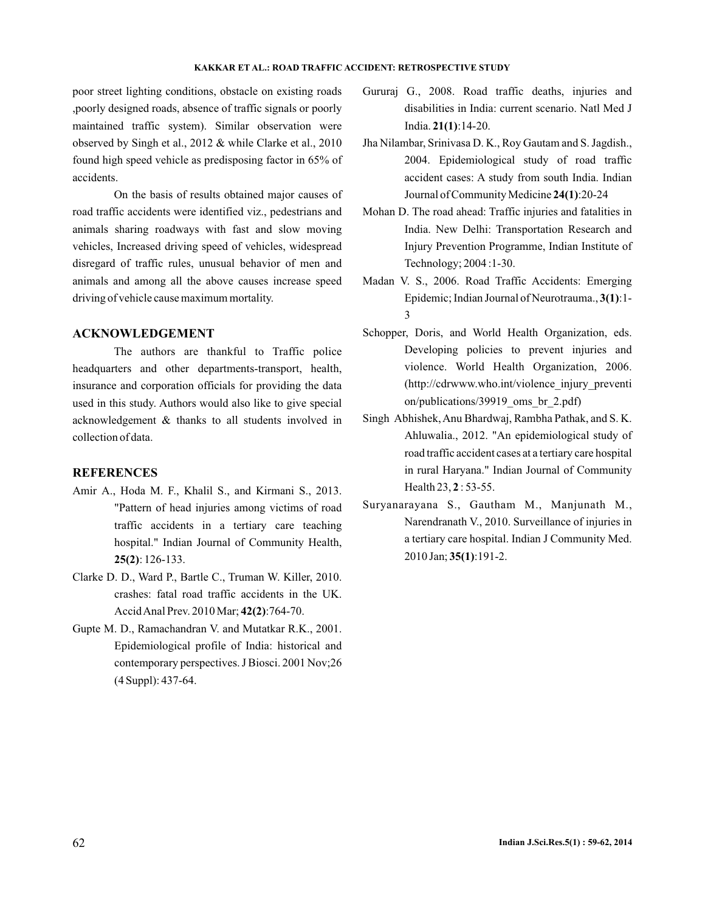poor street lighting conditions, obstacle on existing roads ,poorly designed roads, absence of traffic signals or poorly maintained traffic system). Similar observation were observed by Singh et al., 2012 & while Clarke et al., 2010 found high speed vehicle as predisposing factor in 65% of accidents.

On the basis of results obtained major causes of road traffic accidents were identified viz., pedestrians and animals sharing roadways with fast and slow moving vehicles, Increased driving speed of vehicles, widespread disregard of traffic rules, unusual behavior of men and animals and among all the above causes increase speed driving of vehicle cause maximum mortality.

## ACKNOWLEDGEMENT

The authors are thankful to Traffic police headquarters and other departments-transport, health, insurance and corporation officials for providing the data used in this study. Authors would also like to give special acknowledgement & thanks to all students involved in collection of data.

## REFERENCES

Amir A., Hoda M. F., Khalil S., and Kirmani S., 2013. "Pattern of head injuries among victims of road traffic accidents in a tertiary care teaching hospital." Indian Journal of Community Health, **25(2)**: 126-133.

Clarke D. D., Ward P., Bartle C., Truman W. Killer, 2010. crashes: fatal road traffic accidents in the UK. Accid Anal Prev. 2010 Mar; **42(2)**:764-70.

Gupte M. D., Ramachandran V. and Mutatkar R.K., 2001. Epidemiological profile of India: historical and contemporary perspectives. J Biosci. 2001 Nov;26 (4 Suppl): 437-64.

Gururaj G., 2008. Road traffic deaths, injuries and disabilities in India: current scenario. Natl Med J India. **21(1)**:14-20.

Jha Nilambar, Srinivasa D. K., Roy Gautam and S. Jagdish., 2004. Epidemiological study of road traffic accident cases: A study from south India. Indian Journal of Community Medicine **24(1)**:20-24

Mohan D. The road ahead: Traffic injuries and fatalities in India. New Delhi: Transportation Research and Injury Prevention Programme, Indian Institute of Technology; 2004 :1-30.

Madan V. S., 2006. Road Traffic Accidents: Emerging Epidemic; Indian Journal of Neurotrauma., **3(1)**:1-3

Schopper, Doris, and World Health Organization, eds. Developing policies to prevent injuries and violence. World Health Organization, 2006. (http://cdrwww.who.int/violence_injury_prevention/publications/39919_oms_br_2.pdf)

Singh Abhishek, Anu Bhardwaj, Rambha Pathak, and S. K. Ahluwalia., 2012. "An epidemiological study of road traffic accident cases at a tertiary care hospital in rural Haryana." Indian Journal of Community Health 23, **2** : 53-55.

Suryanarayana S., Gautham M., Manjunath M., Narendranath V., 2010. Surveillance of injuries in a tertiary care hospital. Indian J Community Med. 2010 Jan; **35(1)**:191-2.